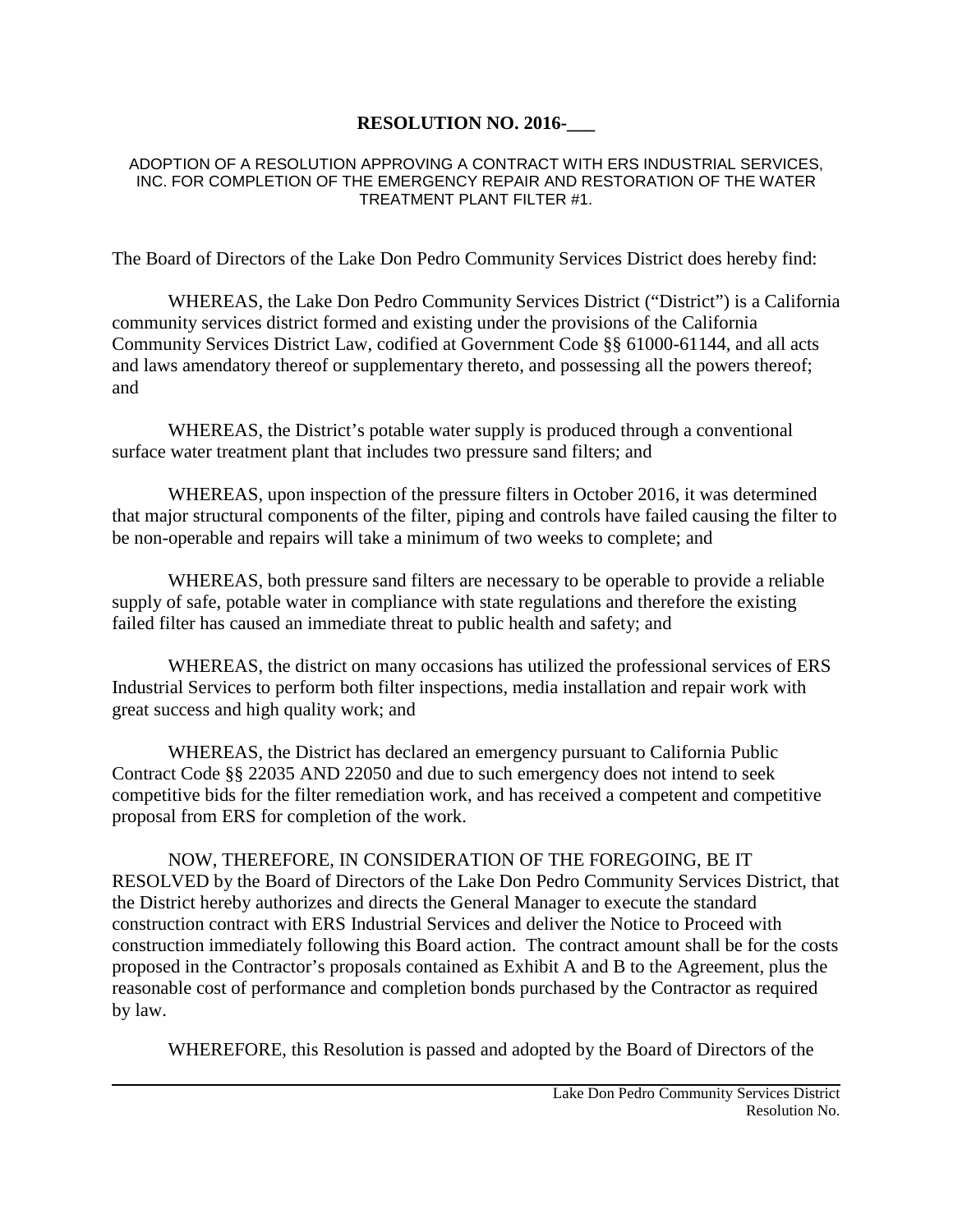# RESOLUTION NO. 2016-\_\_\_

ADOPTION OF A RESOLUTION APPROVING A CONTRACT WITH ERS INDUSTRIAL SERVICES, INC. FOR COMPLETION OF THE EMERGENCY REPAIR AND RESTORATION OF THE WATER TREATMENT PLANT FILTER #1.

The Board of Directors of the Lake Don Pedro Community Services District does hereby find:

WHEREAS, the Lake Don Pedro Community Services District ("District") is a California community services district formed and existing under the provisions of the California Community Services District Law, codified at Government Code §§ 61000-61144, and all acts and laws amendatory thereof or supplementary thereto, and possessing all the powers thereof; and

WHEREAS, the District's potable water supply is produced through a conventional surface water treatment plant that includes two pressure sand filters; and

WHEREAS, upon inspection of the pressure filters in October 2016, it was determined that major structural components of the filter, piping and controls have failed causing the filter to be non-operable and repairs will take a minimum of two weeks to complete; and

WHEREAS, both pressure sand filters are necessary to be operable to provide a reliable supply of safe, potable water in compliance with state regulations and therefore the existing failed filter has caused an immediate threat to public health and safety; and

WHEREAS, the district on many occasions has utilized the professional services of ERS Industrial Services to perform both filter inspections, media installation and repair work with great success and high quality work; and

WHEREAS, the District has declared an emergency pursuant to California Public Contract Code §§ 22035 AND 22050 and due to such emergency does not intend to seek competitive bids for the filter remediation work, and has received a competent and competitive proposal from ERS for completion of the work.

NOW, THEREFORE, IN CONSIDERATION OF THE FOREGOING, BE IT RESOLVED by the Board of Directors of the Lake Don Pedro Community Services District, that the District hereby authorizes and directs the General Manager to execute the standard construction contract with ERS Industrial Services and deliver the Notice to Proceed with construction immediately following this Board action. The contract amount shall be for the costs proposed in the Contractor's proposals contained as Exhibit A and B to the Agreement, plus the reasonable cost of performance and completion bonds purchased by the Contractor as required by law.

WHEREFORE, this Resolution is passed and adopted by the Board of Directors of the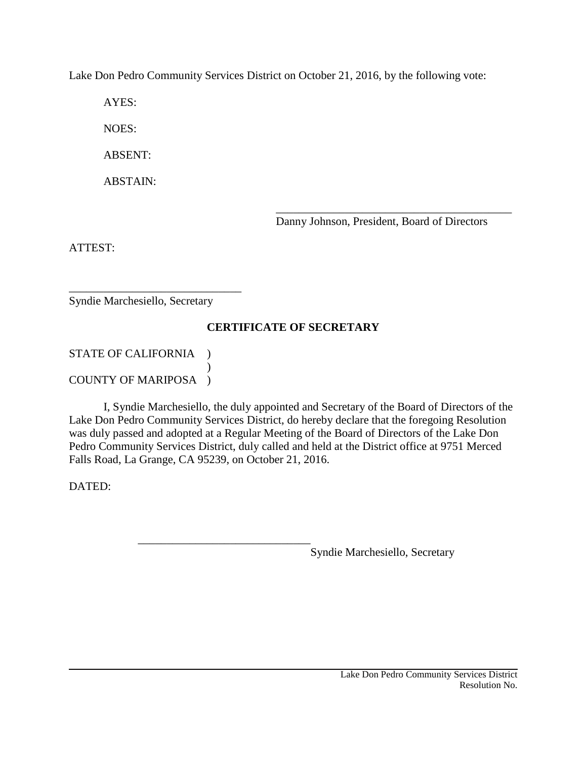Lake Don Pedro Community Services District on October 21, 2016, by the following vote:

AYES:

NOES:

ABSENT:

ABSTAIN:

\_\_\_\_\_\_\_\_\_\_\_\_\_\_\_\_\_\_\_\_\_\_\_\_\_\_\_\_\_\_\_\_\_\_\_\_\_\_\_\_\_\_
Danny Johnson, President, Board of Directors

ATTEST:

\_\_\_\_\_\_\_\_\_\_\_\_\_\_\_\_\_\_\_\_\_\_\_\_\_\_\_\_\_\_\_
Syndie Marchesiello, Secretary

**CERTIFICATE OF SECRETARY**

STATE OF CALIFORNIA )
)
COUNTY OF MARIPOSA )

I, Syndie Marchesiello, the duly appointed and Secretary of the Board of Directors of the Lake Don Pedro Community Services District, do hereby declare that the foregoing Resolution was duly passed and adopted at a Regular Meeting of the Board of Directors of the Lake Don Pedro Community Services District, duly called and held at the District office at 9751 Merced Falls Road, La Grange, CA 95239, on October 21, 2016.

DATED:

\_\_\_\_\_\_\_\_\_\_\_\_\_\_\_\_\_\_\_\_\_\_\_\_\_\_\_\_\_\_\_
Syndie Marchesiello, Secretary

Lake Don Pedro Community Services District
Resolution No.